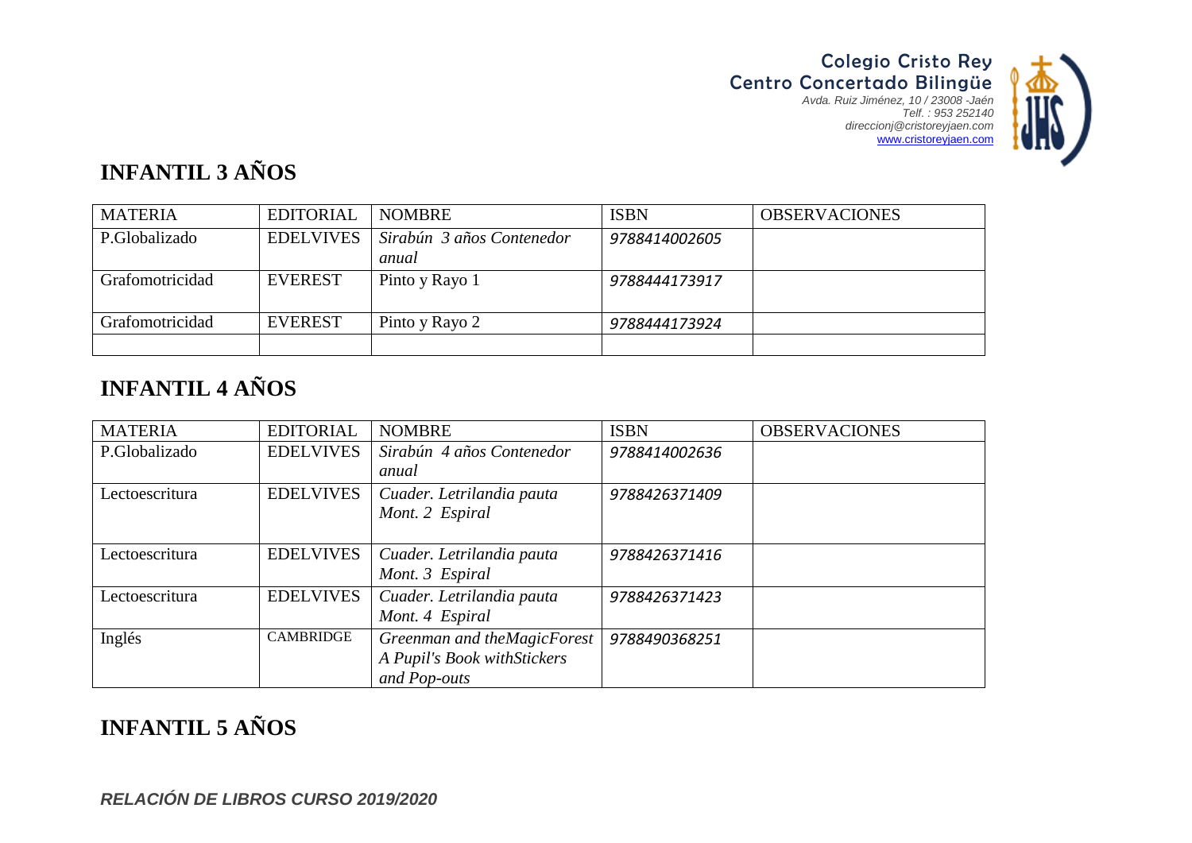**Colegio Cristo Rey**
**Centro Concertado Bilingüe**
*Avda. Ruiz Jiménez, 10 / 23008 -Jaén*
*Telf. : 953 252140*
*direccionj@cristoreyjaen.com*
www.cristoreyjaen.com

# INFANTIL 3 AÑOS

| MATERIA | EDITORIAL | NOMBRE | ISBN | OBSERVACIONES |
|---|---|---|---|---|
| P.Globalizado | EDELVIVES | *Sirabún 3 años Contenedor anual* | *9788414002605* | |
| Grafomotricidad | EVEREST | Pinto y Rayo 1 | *9788444173917* | |
| Grafomotricidad | EVEREST | Pinto y Rayo 2 | *9788444173924* | |
| | | | | |

# INFANTIL 4 AÑOS

| MATERIA | EDITORIAL | NOMBRE | ISBN | OBSERVACIONES |
|---|---|---|---|---|
| P.Globalizado | EDELVIVES | *Sirabún 4 años Contenedor anual* | *9788414002636* | |
| Lectoescritura | EDELVIVES | *Cuader. Letrilandia pauta Mont. 2 Espiral* | *9788426371409* | |
| Lectoescritura | EDELVIVES | *Cuader. Letrilandia pauta Mont. 3 Espiral* | *9788426371416* | |
| Lectoescritura | EDELVIVES | *Cuader. Letrilandia pauta Mont. 4 Espiral* | *9788426371423* | |
| Inglés | CAMBRIDGE | *Greenman and theMagicForest A Pupil's Book withStickers and Pop-outs* | *9788490368251* | |

# INFANTIL 5 AÑOS

***RELACIÓN DE LIBROS CURSO 2019/2020***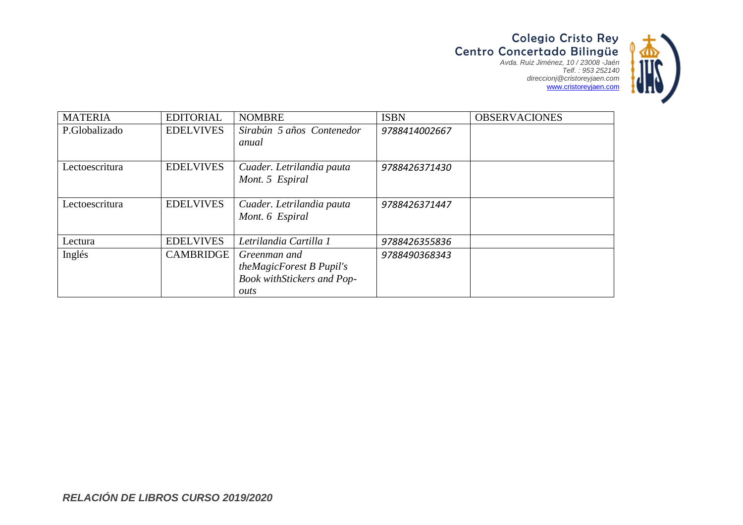| MATERIA | EDITORIAL | NOMBRE | ISBN | OBSERVACIONES |
|---|---|---|---|---|
| P.Globalizado | EDELVIVES | *Sirabún 5 años Contenedor anual* | 9788414002667 | |
| Lectoescritura | EDELVIVES | *Cuader. Letrilandia pauta Mont. 5 Espiral* | 9788426371430 | |
| Lectoescritura | EDELVIVES | *Cuader. Letrilandia pauta Mont. 6 Espiral* | 9788426371447 | |
| Lectura | EDELVIVES | *Letrilandia Cartilla 1* | 9788426355836 | |
| Inglés | CAMBRIDGE | *Greenman and theMagicForest B Pupil's Book withStickers and Pop-outs* | 9788490368343 | |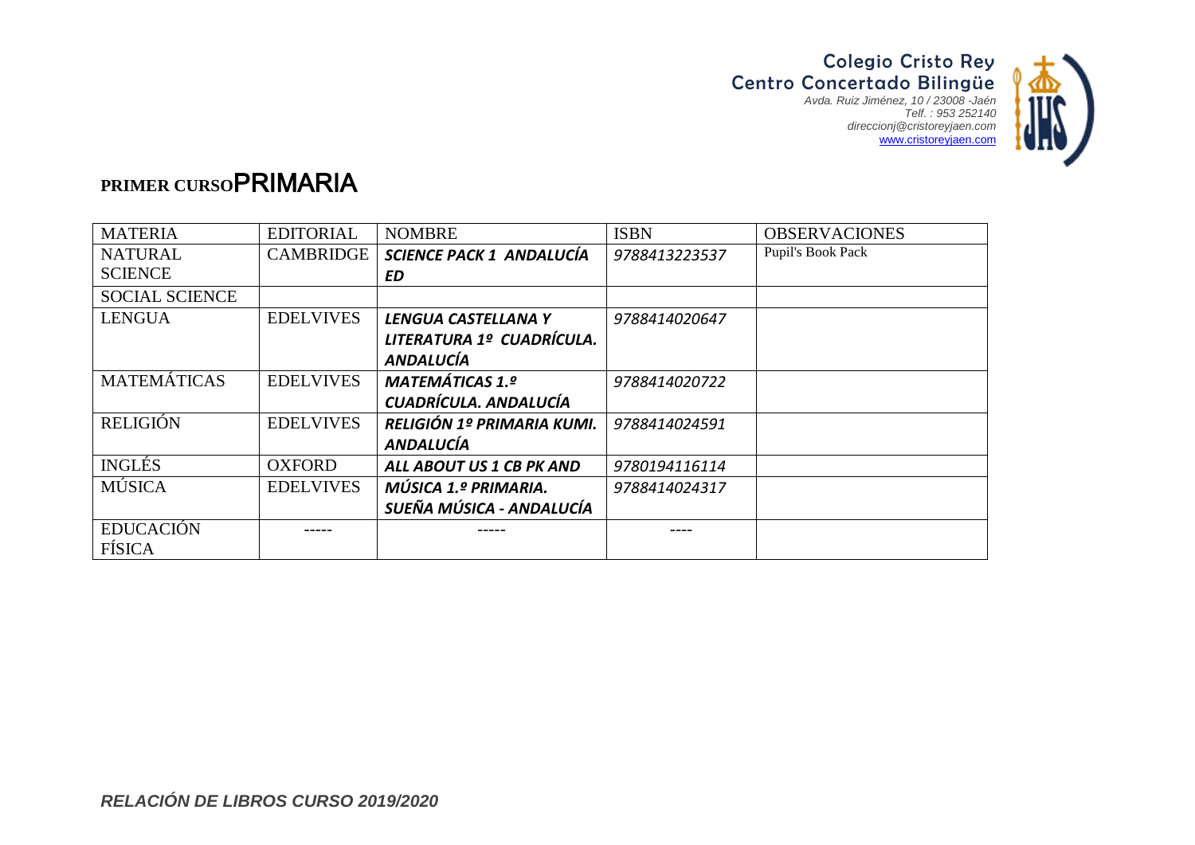**Colegio Cristo Rey**
**Centro Concertado Bilingüe**
*Avda. Ruiz Jiménez, 10 / 23008 -Jaén*
*Telf. : 953 252140*
*direccionj@cristoreyjaen.com*
www.cristoreyjaen.com

## PRIMER CURSO PRIMARIA

| MATERIA | EDITORIAL | NOMBRE | ISBN | OBSERVACIONES |
|---|---|---|---|---|
| NATURAL SCIENCE | CAMBRIDGE | ***SCIENCE PACK 1 ANDALUCÍA ED*** | *9788413223537* | Pupil's Book Pack |
| SOCIAL SCIENCE | | | | |
| LENGUA | EDELVIVES | ***LENGUA CASTELLANA Y LITERATURA 1º CUADRÍCULA. ANDALUCÍA*** | *9788414020647* | |
| MATEMÁTICAS | EDELVIVES | ***MATEMÁTICAS 1.º CUADRÍCULA. ANDALUCÍA*** | *9788414020722* | |
| RELIGIÓN | EDELVIVES | ***RELIGIÓN 1º PRIMARIA KUMI. ANDALUCÍA*** | *9788414024591* | |
| INGLÉS | OXFORD | ***ALL ABOUT US 1 CB PK AND*** | *9780194116114* | |
| MÚSICA | EDELVIVES | ***MÚSICA 1.º PRIMARIA. SUEÑA MÚSICA - ANDALUCÍA*** | *9788414024317* | |
| EDUCACIÓN FÍSICA | ----- | ----- | ---- | |

***RELACIÓN DE LIBROS CURSO 2019/2020***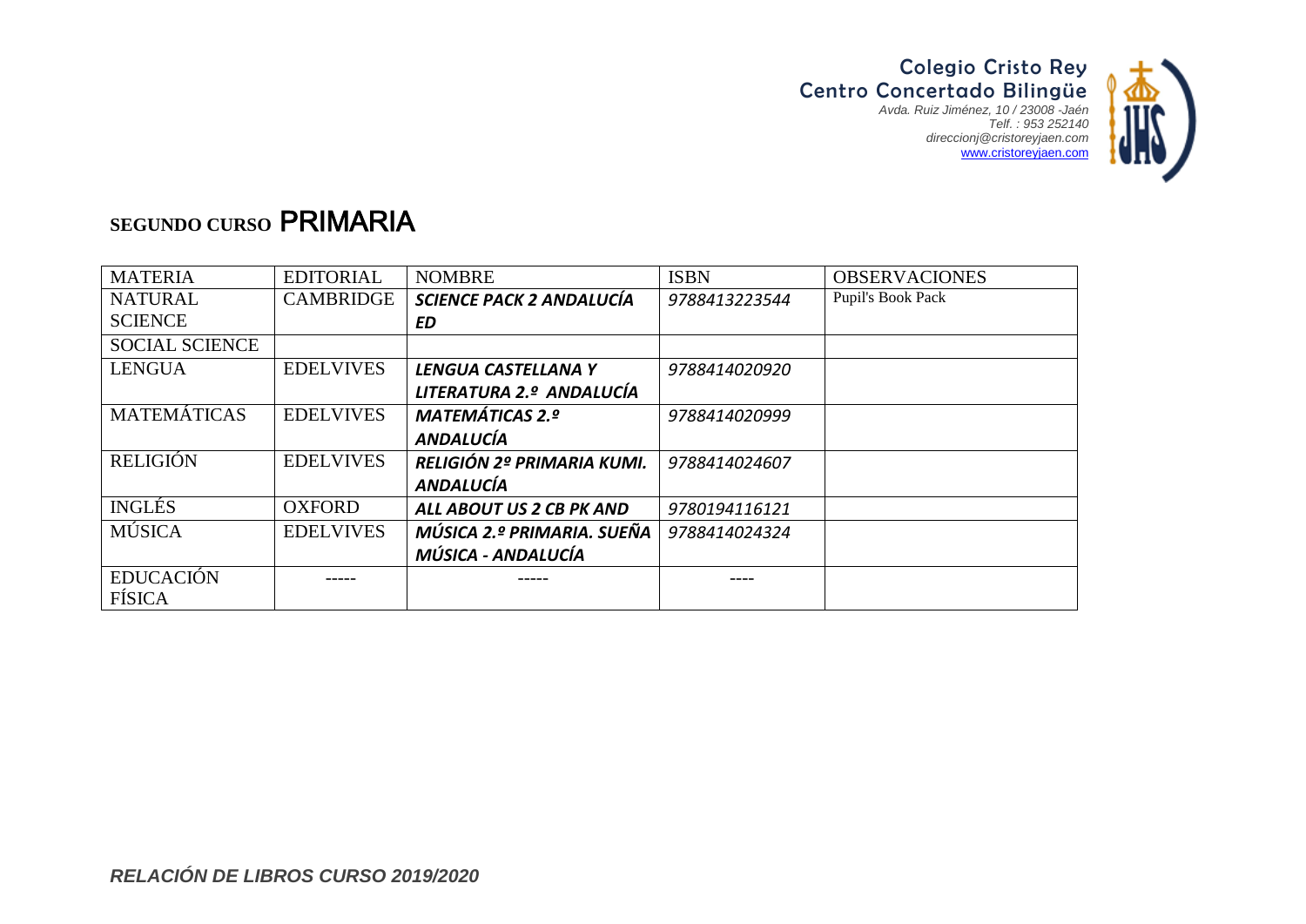Colegio Cristo Rey
Centro Concertado Bilingüe
*Avda. Ruiz Jiménez, 10 / 23008 -Jaén*
*Telf. : 953 252140*
*direccionj@cristoreyjaen.com*
www.cristoreyjaen.com

## SEGUNDO CURSO PRIMARIA

| MATERIA | EDITORIAL | NOMBRE | ISBN | OBSERVACIONES |
|---|---|---|---|---|
| NATURAL SCIENCE | CAMBRIDGE | ***SCIENCE PACK 2 ANDALUCÍA ED*** | *9788413223544* | Pupil's Book Pack |
| SOCIAL SCIENCE | | | | |
| LENGUA | EDELVIVES | ***LENGUA CASTELLANA Y LITERATURA 2.º ANDALUCÍA*** | *9788414020920* | |
| MATEMÁTICAS | EDELVIVES | ***MATEMÁTICAS 2.º ANDALUCÍA*** | *9788414020999* | |
| RELIGIÓN | EDELVIVES | ***RELIGIÓN 2º PRIMARIA KUMI. ANDALUCÍA*** | *9788414024607* | |
| INGLÉS | OXFORD | ***ALL ABOUT US 2 CB PK AND*** | *9780194116121* | |
| MÚSICA | EDELVIVES | ***MÚSICA 2.º PRIMARIA. SUEÑA MÚSICA - ANDALUCÍA*** | *9788414024324* | |
| EDUCACIÓN FÍSICA | ----- | ----- | ---- | |

***RELACIÓN DE LIBROS CURSO 2019/2020***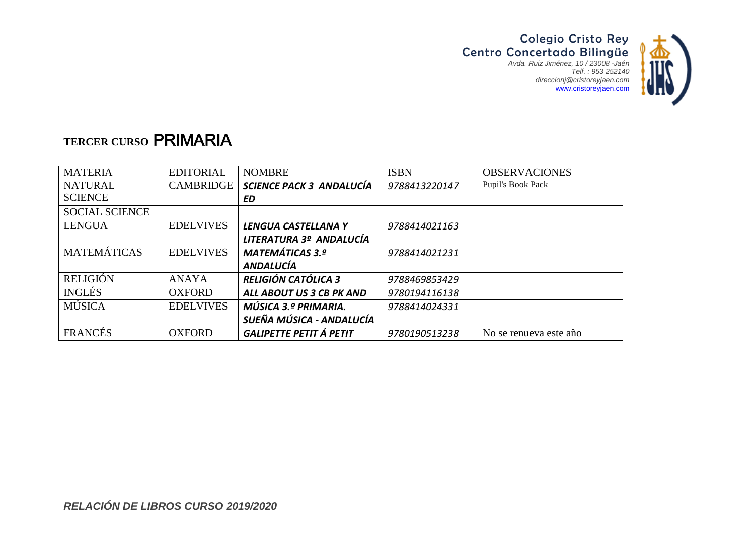**Colegio Cristo Rey**
**Centro Concertado Bilingüe**
*Avda. Ruiz Jiménez, 10 / 23008 -Jaén*
*Telf. : 953 252140*
*direccionj@cristoreyjaen.com*
*www.cristoreyjaen.com*

# TERCER CURSO PRIMARIA

| MATERIA | EDITORIAL | NOMBRE | ISBN | OBSERVACIONES |
|---|---|---|---|---|
| NATURAL SCIENCE | CAMBRIDGE | ***SCIENCE PACK 3 ANDALUCÍA ED*** | *9788413220147* | Pupil's Book Pack |
| SOCIAL SCIENCE | | | | |
| LENGUA | EDELVIVES | ***LENGUA CASTELLANA Y LITERATURA 3º ANDALUCÍA*** | *9788414021163* | |
| MATEMÁTICAS | EDELVIVES | ***MATEMÁTICAS 3.º ANDALUCÍA*** | *9788414021231* | |
| RELIGIÓN | ANAYA | ***RELIGIÓN CATÓLICA 3*** | *9788469853429* | |
| INGLÉS | OXFORD | ***ALL ABOUT US 3 CB PK AND*** | *9780194116138* | |
| MÚSICA | EDELVIVES | ***MÚSICA 3.º PRIMARIA. SUEÑA MÚSICA - ANDALUCÍA*** | *9788414024331* | |
| FRANCÉS | OXFORD | ***GALIPETTE PETIT Á PETIT*** | *9780190513238* | No se renueva este año |

***RELACIÓN DE LIBROS CURSO 2019/2020***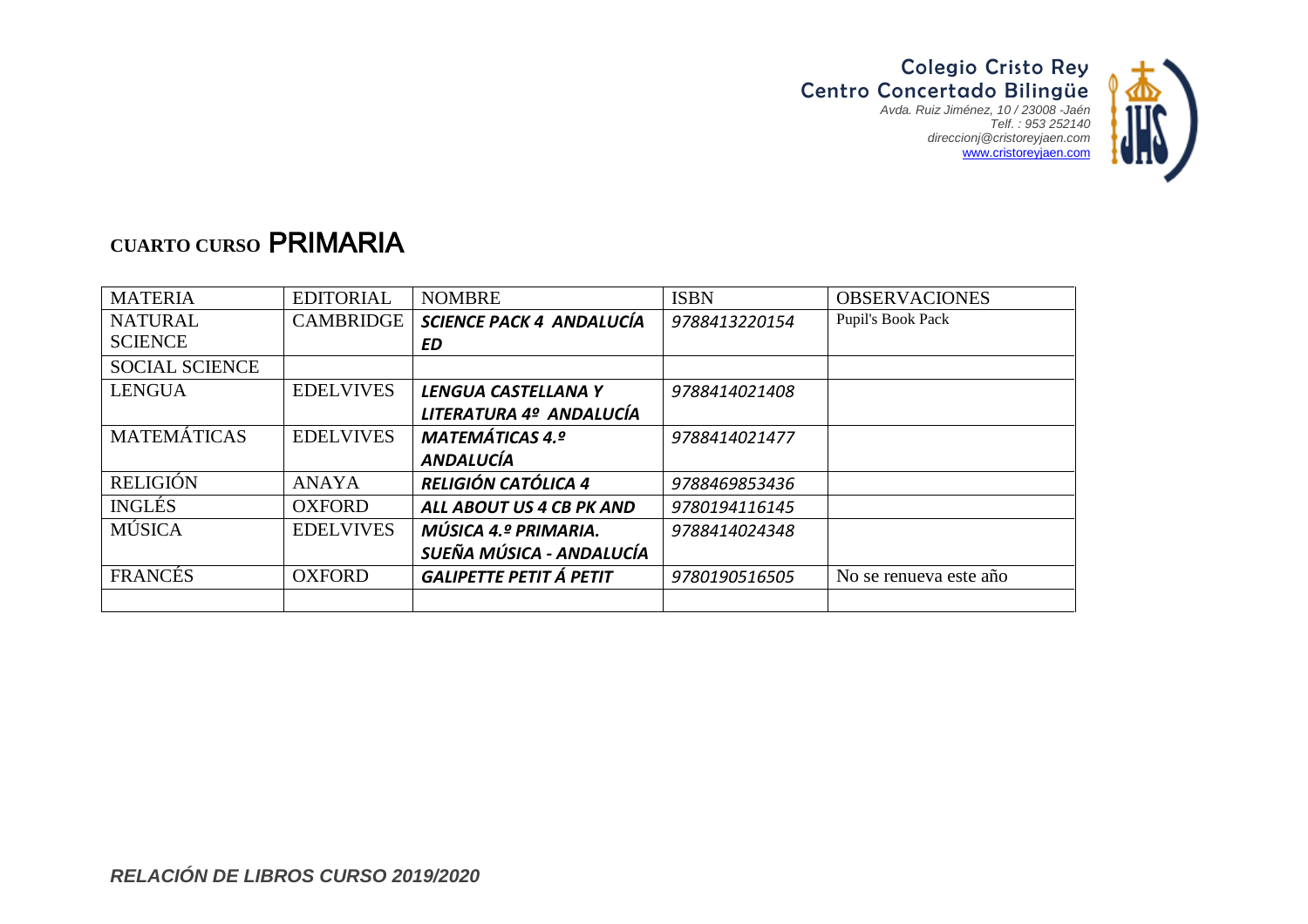**Colegio Cristo Rey**
**Centro Concertado Bilingüe**
*Avda. Ruiz Jiménez, 10 / 23008 -Jaén*
*Telf. : 953 252140*
*direccionj@cristoreyjaen.com*
www.cristoreyjaen.com

## CUARTO CURSO PRIMARIA

| MATERIA | EDITORIAL | NOMBRE | ISBN | OBSERVACIONES |
|---|---|---|---|---|
| NATURAL SCIENCE | CAMBRIDGE | ***SCIENCE PACK 4 ANDALUCÍA ED*** | *9788413220154* | Pupil's Book Pack |
| SOCIAL SCIENCE | | | | |
| LENGUA | EDELVIVES | ***LENGUA CASTELLANA Y LITERATURA 4º ANDALUCÍA*** | *9788414021408* | |
| MATEMÁTICAS | EDELVIVES | ***MATEMÁTICAS 4.º ANDALUCÍA*** | *9788414021477* | |
| RELIGIÓN | ANAYA | ***RELIGIÓN CATÓLICA 4*** | *9788469853436* | |
| INGLÉS | OXFORD | ***ALL ABOUT US 4 CB PK AND*** | *9780194116145* | |
| MÚSICA | EDELVIVES | ***MÚSICA 4.º PRIMARIA. SUEÑA MÚSICA - ANDALUCÍA*** | *9788414024348* | |
| FRANCÉS | OXFORD | ***GALIPETTE PETIT Á PETIT*** | *9780190516505* | No se renueva este año |
| | | | | |

*RELACIÓN DE LIBROS CURSO 2019/2020*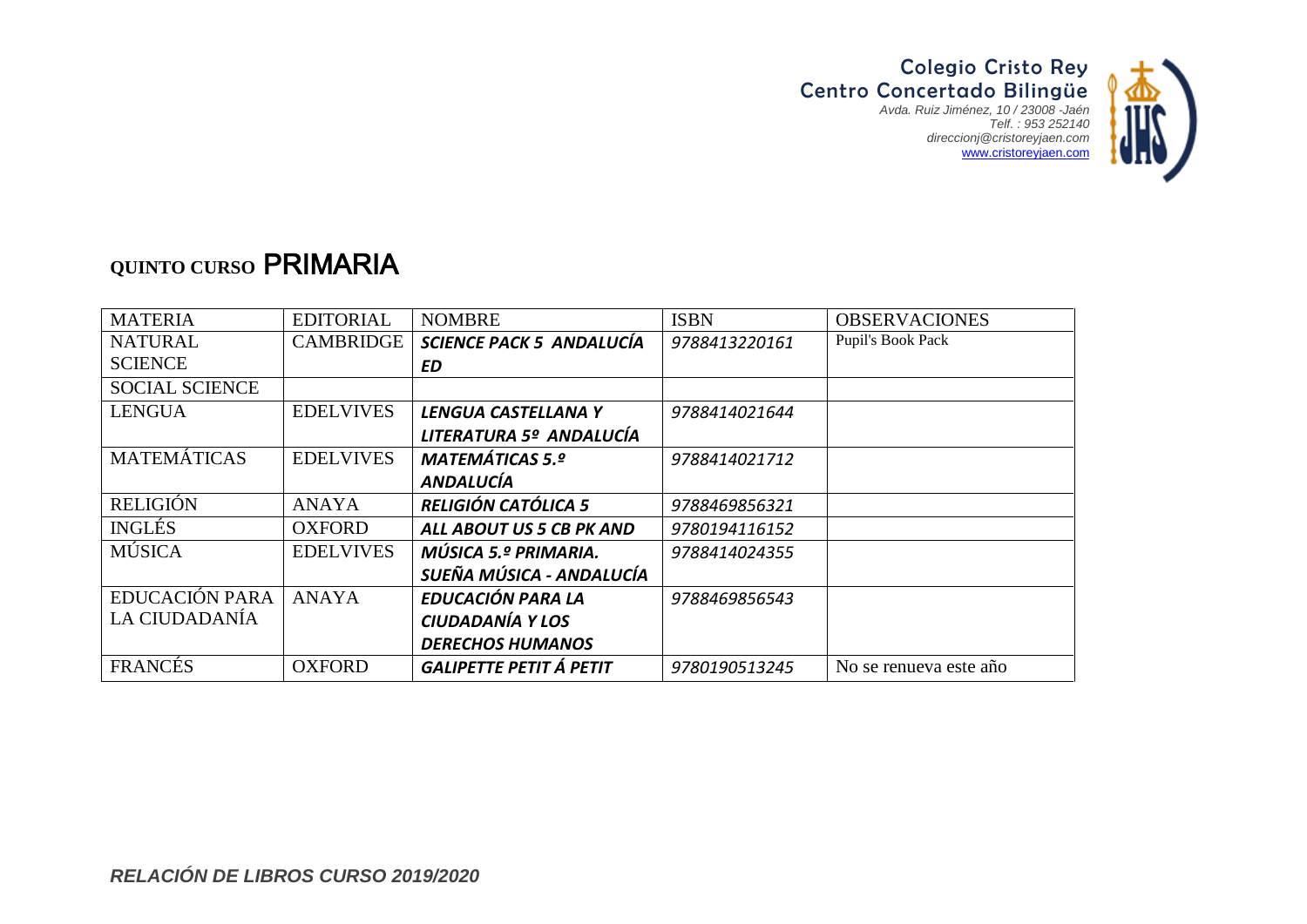## QUINTO CURSO PRIMARIA

| MATERIA | EDITORIAL | NOMBRE | ISBN | OBSERVACIONES |
|---|---|---|---|---|
| NATURAL SCIENCE | CAMBRIDGE | ***SCIENCE PACK 5 ANDALUCÍA ED*** | *9788413220161* | Pupil's Book Pack |
| SOCIAL SCIENCE | | | | |
| LENGUA | EDELVIVES | ***LENGUA CASTELLANA Y LITERATURA 5º ANDALUCÍA*** | *9788414021644* | |
| MATEMÁTICAS | EDELVIVES | ***MATEMÁTICAS 5.º ANDALUCÍA*** | *9788414021712* | |
| RELIGIÓN | ANAYA | ***RELIGIÓN CATÓLICA 5*** | *9788469856321* | |
| INGLÉS | OXFORD | ***ALL ABOUT US 5 CB PK AND*** | *9780194116152* | |
| MÚSICA | EDELVIVES | ***MÚSICA 5.º PRIMARIA. SUEÑA MÚSICA - ANDALUCÍA*** | *9788414024355* | |
| EDUCACIÓN PARA LA CIUDADANÍA | ANAYA | ***EDUCACIÓN PARA LA CIUDADANÍA Y LOS DERECHOS HUMANOS*** | *9788469856543* | |
| FRANCÉS | OXFORD | ***GALIPETTE PETIT Á PETIT*** | *9780190513245* | No se renueva este año |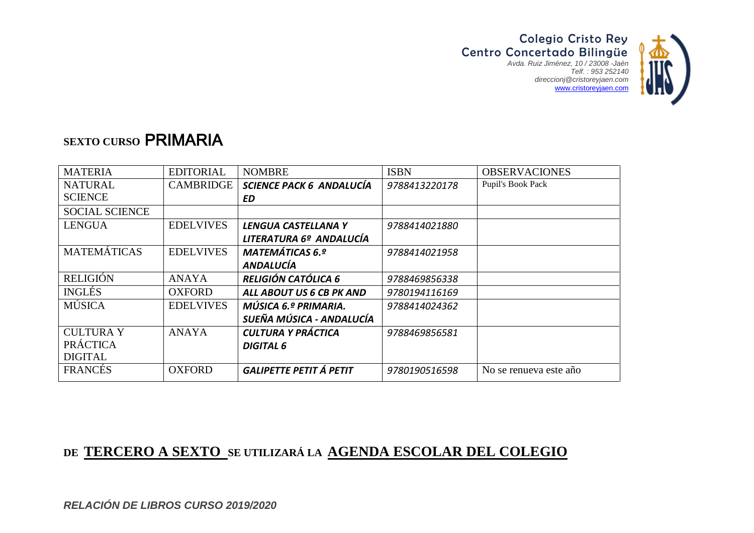**Colegio Cristo Rey**
**Centro Concertado Bilingüe**
*Avda. Ruiz Jiménez, 10 / 23008 -Jaén*
*Telf. : 953 252140*
*direccionj@cristoreyjaen.com*
*www.cristoreyjaen.com*

## SEXTO CURSO PRIMARIA

| MATERIA | EDITORIAL | NOMBRE | ISBN | OBSERVACIONES |
|---|---|---|---|---|
| NATURAL SCIENCE | CAMBRIDGE | ***SCIENCE PACK 6 ANDALUCÍA ED*** | *9788413220178* | Pupil's Book Pack |
| SOCIAL SCIENCE | | | | |
| LENGUA | EDELVIVES | ***LENGUA CASTELLANA Y LITERATURA 6º ANDALUCÍA*** | *9788414021880* | |
| MATEMÁTICAS | EDELVIVES | ***MATEMÁTICAS 6.º ANDALUCÍA*** | *9788414021958* | |
| RELIGIÓN | ANAYA | ***RELIGIÓN CATÓLICA 6*** | *9788469856338* | |
| INGLÉS | OXFORD | ***ALL ABOUT US 6 CB PK AND*** | *9780194116169* | |
| MÚSICA | EDELVIVES | ***MÚSICA 6.º PRIMARIA. SUEÑA MÚSICA - ANDALUCÍA*** | *9788414024362* | |
| CULTURA Y PRÁCTICA DIGITAL | ANAYA | ***CULTURA Y PRÁCTICA DIGITAL 6*** | *9788469856581* | |
| FRANCÉS | OXFORD | ***GALIPETTE PETIT Á PETIT*** | *9780190516598* | No se renueva este año |

**DE <u>TERCERO A SEXTO</u> SE UTILIZARÁ LA <u>AGENDA ESCOLAR DEL COLEGIO</u>**

***RELACIÓN DE LIBROS CURSO 2019/2020***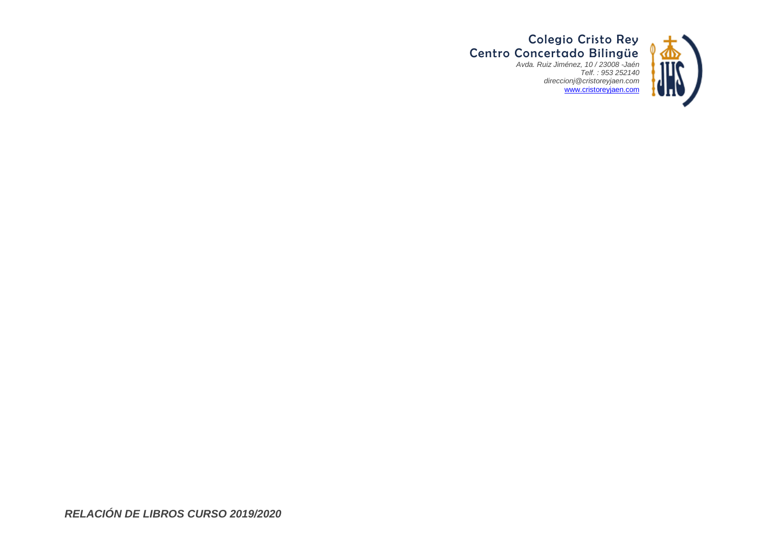***RELACIÓN DE LIBROS CURSO 2019/2020***